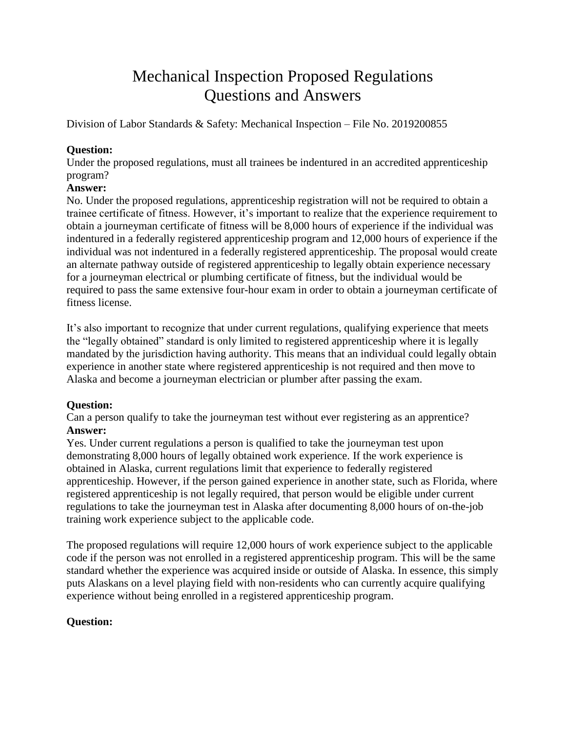# Mechanical Inspection Proposed Regulations Questions and Answers

Division of Labor Standards & Safety: Mechanical Inspection – File No. 2019200855

**Question:**
Under the proposed regulations, must all trainees be indentured in an accredited apprenticeship program?
**Answer:**
No. Under the proposed regulations, apprenticeship registration will not be required to obtain a trainee certificate of fitness. However, it's important to realize that the experience requirement to obtain a journeyman certificate of fitness will be 8,000 hours of experience if the individual was indentured in a federally registered apprenticeship program and 12,000 hours of experience if the individual was not indentured in a federally registered apprenticeship. The proposal would create an alternate pathway outside of registered apprenticeship to legally obtain experience necessary for a journeyman electrical or plumbing certificate of fitness, but the individual would be required to pass the same extensive four-hour exam in order to obtain a journeyman certificate of fitness license.

It's also important to recognize that under current regulations, qualifying experience that meets the "legally obtained" standard is only limited to registered apprenticeship where it is legally mandated by the jurisdiction having authority. This means that an individual could legally obtain experience in another state where registered apprenticeship is not required and then move to Alaska and become a journeyman electrician or plumber after passing the exam.

**Question:**
Can a person qualify to take the journeyman test without ever registering as an apprentice?
**Answer:**
Yes. Under current regulations a person is qualified to take the journeyman test upon demonstrating 8,000 hours of legally obtained work experience. If the work experience is obtained in Alaska, current regulations limit that experience to federally registered apprenticeship. However, if the person gained experience in another state, such as Florida, where registered apprenticeship is not legally required, that person would be eligible under current regulations to take the journeyman test in Alaska after documenting 8,000 hours of on-the-job training work experience subject to the applicable code.

The proposed regulations will require 12,000 hours of work experience subject to the applicable code if the person was not enrolled in a registered apprenticeship program. This will be the same standard whether the experience was acquired inside or outside of Alaska. In essence, this simply puts Alaskans on a level playing field with non-residents who can currently acquire qualifying experience without being enrolled in a registered apprenticeship program.

**Question:**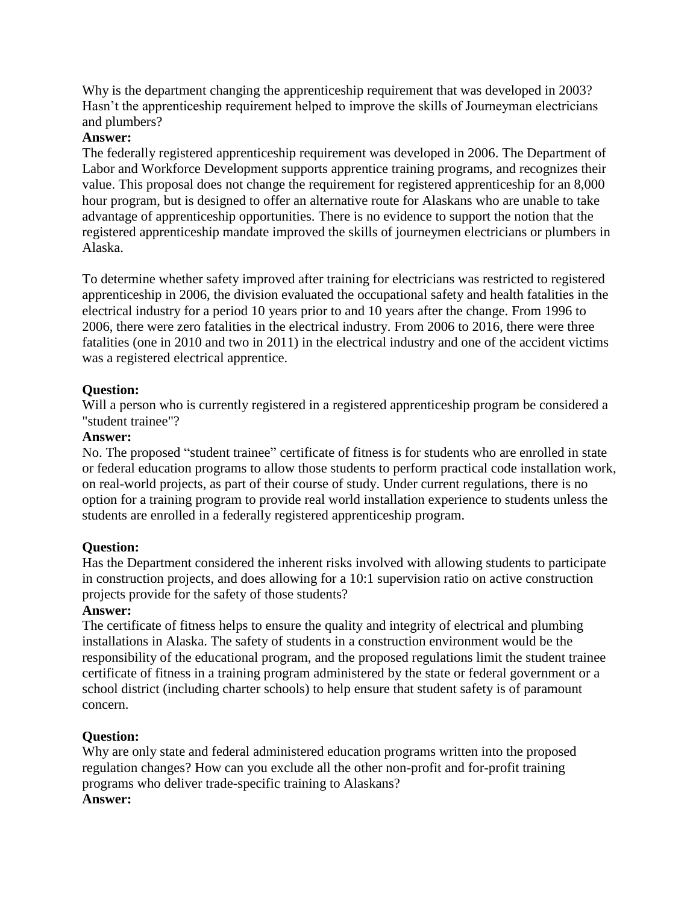Why is the department changing the apprenticeship requirement that was developed in 2003? Hasn't the apprenticeship requirement helped to improve the skills of Journeyman electricians and plumbers?

**Answer:**

The federally registered apprenticeship requirement was developed in 2006. The Department of Labor and Workforce Development supports apprentice training programs, and recognizes their value. This proposal does not change the requirement for registered apprenticeship for an 8,000 hour program, but is designed to offer an alternative route for Alaskans who are unable to take advantage of apprenticeship opportunities. There is no evidence to support the notion that the registered apprenticeship mandate improved the skills of journeymen electricians or plumbers in Alaska.

To determine whether safety improved after training for electricians was restricted to registered apprenticeship in 2006, the division evaluated the occupational safety and health fatalities in the electrical industry for a period 10 years prior to and 10 years after the change. From 1996 to 2006, there were zero fatalities in the electrical industry. From 2006 to 2016, there were three fatalities (one in 2010 and two in 2011) in the electrical industry and one of the accident victims was a registered electrical apprentice.

**Question:**

Will a person who is currently registered in a registered apprenticeship program be considered a "student trainee"?

**Answer:**

No. The proposed "student trainee" certificate of fitness is for students who are enrolled in state or federal education programs to allow those students to perform practical code installation work, on real-world projects, as part of their course of study. Under current regulations, there is no option for a training program to provide real world installation experience to students unless the students are enrolled in a federally registered apprenticeship program.

**Question:**

Has the Department considered the inherent risks involved with allowing students to participate in construction projects, and does allowing for a 10:1 supervision ratio on active construction projects provide for the safety of those students?

**Answer:**

The certificate of fitness helps to ensure the quality and integrity of electrical and plumbing installations in Alaska. The safety of students in a construction environment would be the responsibility of the educational program, and the proposed regulations limit the student trainee certificate of fitness in a training program administered by the state or federal government or a school district (including charter schools) to help ensure that student safety is of paramount concern.

**Question:**

Why are only state and federal administered education programs written into the proposed regulation changes? How can you exclude all the other non-profit and for-profit training programs who deliver trade-specific training to Alaskans?

**Answer:**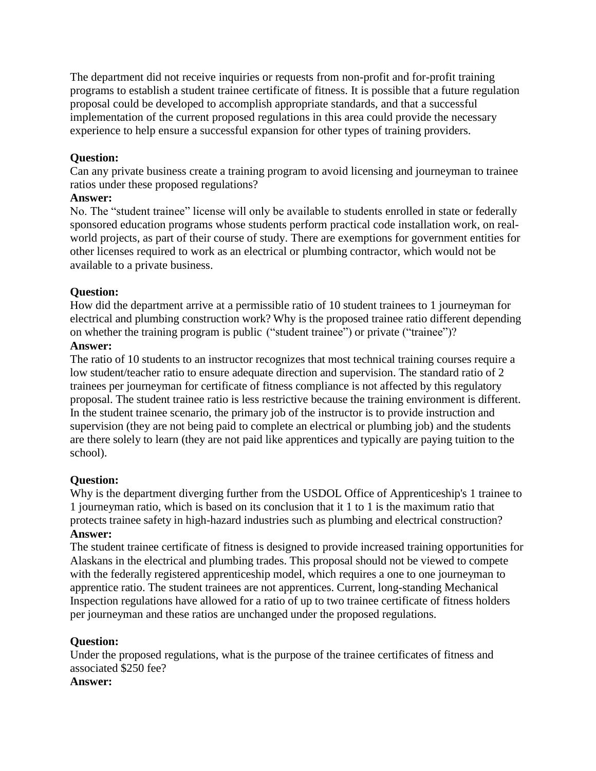The department did not receive inquiries or requests from non-profit and for-profit training programs to establish a student trainee certificate of fitness. It is possible that a future regulation proposal could be developed to accomplish appropriate standards, and that a successful implementation of the current proposed regulations in this area could provide the necessary experience to help ensure a successful expansion for other types of training providers.

**Question:**
Can any private business create a training program to avoid licensing and journeyman to trainee ratios under these proposed regulations?
**Answer:**
No. The "student trainee" license will only be available to students enrolled in state or federally sponsored education programs whose students perform practical code installation work, on real-world projects, as part of their course of study. There are exemptions for government entities for other licenses required to work as an electrical or plumbing contractor, which would not be available to a private business.

**Question:**
How did the department arrive at a permissible ratio of 10 student trainees to 1 journeyman for electrical and plumbing construction work? Why is the proposed trainee ratio different depending on whether the training program is public ("student trainee") or private ("trainee")?
**Answer:**
The ratio of 10 students to an instructor recognizes that most technical training courses require a low student/teacher ratio to ensure adequate direction and supervision. The standard ratio of 2 trainees per journeyman for certificate of fitness compliance is not affected by this regulatory proposal. The student trainee ratio is less restrictive because the training environment is different. In the student trainee scenario, the primary job of the instructor is to provide instruction and supervision (they are not being paid to complete an electrical or plumbing job) and the students are there solely to learn (they are not paid like apprentices and typically are paying tuition to the school).

**Question:**
Why is the department diverging further from the USDOL Office of Apprenticeship's 1 trainee to 1 journeyman ratio, which is based on its conclusion that it 1 to 1 is the maximum ratio that protects trainee safety in high-hazard industries such as plumbing and electrical construction?
**Answer:**
The student trainee certificate of fitness is designed to provide increased training opportunities for Alaskans in the electrical and plumbing trades. This proposal should not be viewed to compete with the federally registered apprenticeship model, which requires a one to one journeyman to apprentice ratio. The student trainees are not apprentices. Current, long-standing Mechanical Inspection regulations have allowed for a ratio of up to two trainee certificate of fitness holders per journeyman and these ratios are unchanged under the proposed regulations.

**Question:**
Under the proposed regulations, what is the purpose of the trainee certificates of fitness and associated $250 fee?
**Answer:**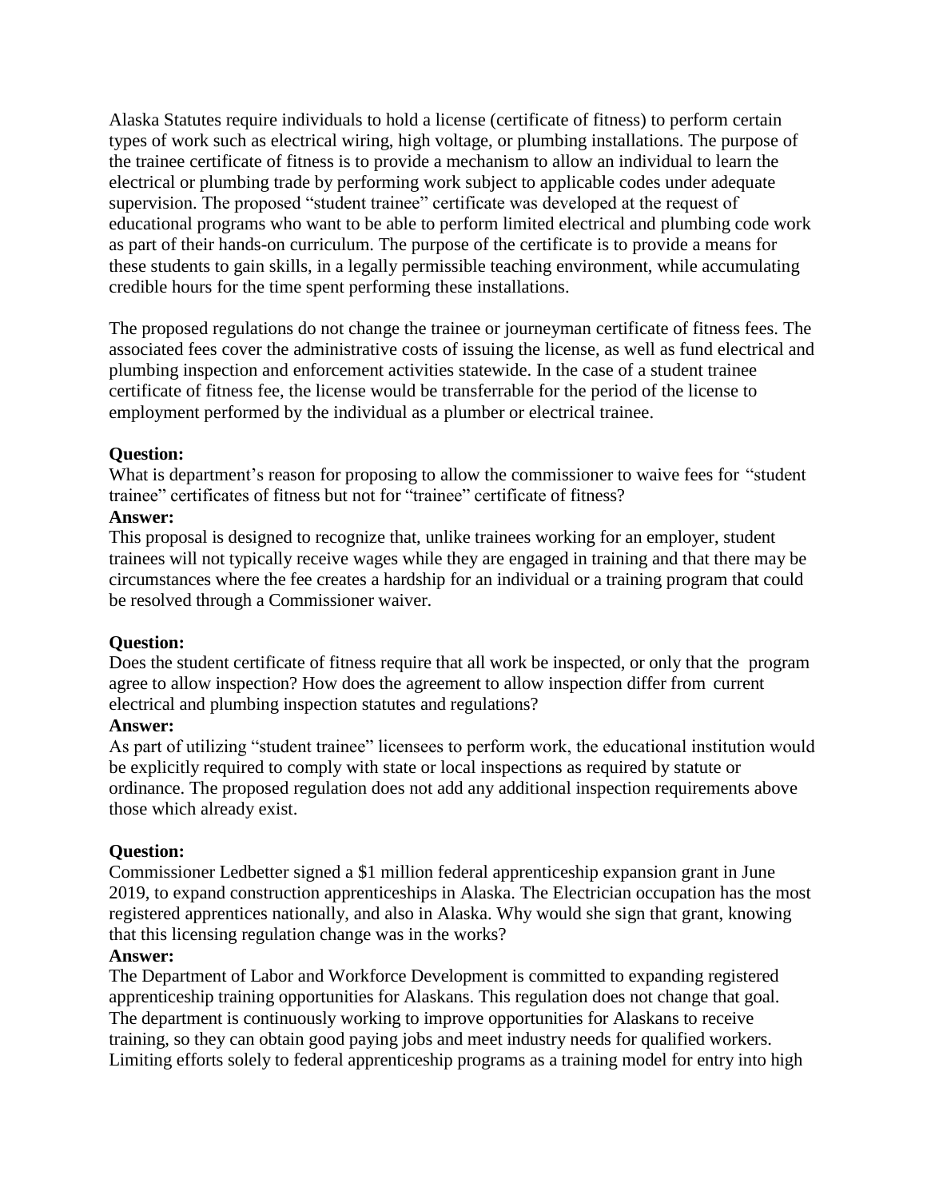Alaska Statutes require individuals to hold a license (certificate of fitness) to perform certain types of work such as electrical wiring, high voltage, or plumbing installations. The purpose of the trainee certificate of fitness is to provide a mechanism to allow an individual to learn the electrical or plumbing trade by performing work subject to applicable codes under adequate supervision. The proposed "student trainee" certificate was developed at the request of educational programs who want to be able to perform limited electrical and plumbing code work as part of their hands-on curriculum. The purpose of the certificate is to provide a means for these students to gain skills, in a legally permissible teaching environment, while accumulating credible hours for the time spent performing these installations.

The proposed regulations do not change the trainee or journeyman certificate of fitness fees. The associated fees cover the administrative costs of issuing the license, as well as fund electrical and plumbing inspection and enforcement activities statewide. In the case of a student trainee certificate of fitness fee, the license would be transferrable for the period of the license to employment performed by the individual as a plumber or electrical trainee.

**Question:**
What is department's reason for proposing to allow the commissioner to waive fees for "student trainee" certificates of fitness but not for "trainee" certificate of fitness?

**Answer:**
This proposal is designed to recognize that, unlike trainees working for an employer, student trainees will not typically receive wages while they are engaged in training and that there may be circumstances where the fee creates a hardship for an individual or a training program that could be resolved through a Commissioner waiver.

**Question:**
Does the student certificate of fitness require that all work be inspected, or only that the program agree to allow inspection? How does the agreement to allow inspection differ from current electrical and plumbing inspection statutes and regulations?

**Answer:**
As part of utilizing "student trainee" licensees to perform work, the educational institution would be explicitly required to comply with state or local inspections as required by statute or ordinance. The proposed regulation does not add any additional inspection requirements above those which already exist.

**Question:**
Commissioner Ledbetter signed a $1 million federal apprenticeship expansion grant in June 2019, to expand construction apprenticeships in Alaska. The Electrician occupation has the most registered apprentices nationally, and also in Alaska. Why would she sign that grant, knowing that this licensing regulation change was in the works?

**Answer:**
The Department of Labor and Workforce Development is committed to expanding registered apprenticeship training opportunities for Alaskans. This regulation does not change that goal. The department is continuously working to improve opportunities for Alaskans to receive training, so they can obtain good paying jobs and meet industry needs for qualified workers. Limiting efforts solely to federal apprenticeship programs as a training model for entry into high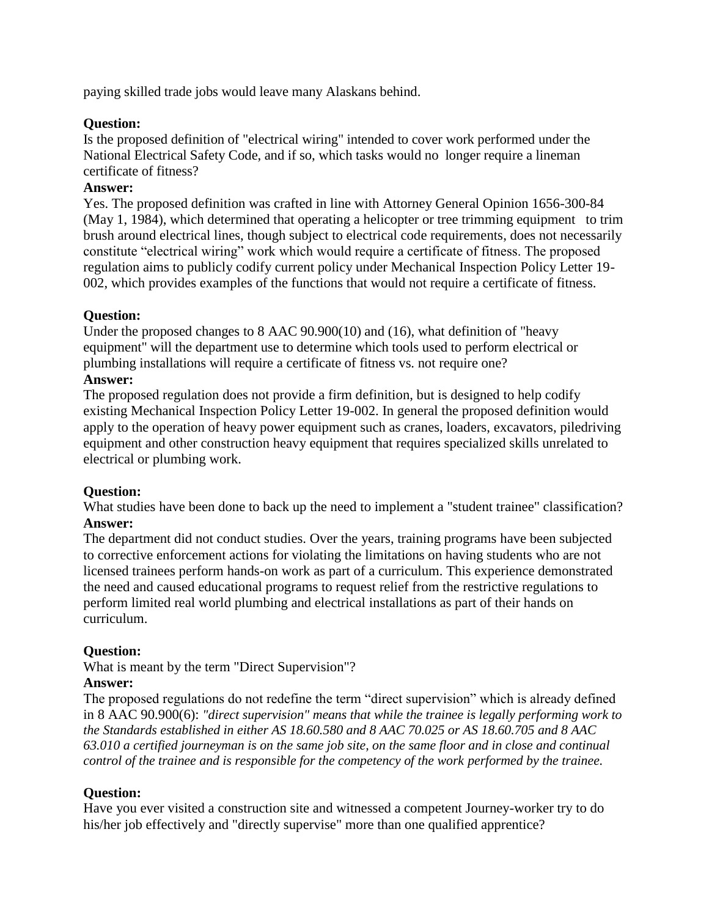paying skilled trade jobs would leave many Alaskans behind.

**Question:**
Is the proposed definition of "electrical wiring" intended to cover work performed under the National Electrical Safety Code, and if so, which tasks would no longer require a lineman certificate of fitness?

**Answer:**
Yes. The proposed definition was crafted in line with Attorney General Opinion 1656-300-84 (May 1, 1984), which determined that operating a helicopter or tree trimming equipment to trim brush around electrical lines, though subject to electrical code requirements, does not necessarily constitute "electrical wiring" work which would require a certificate of fitness. The proposed regulation aims to publicly codify current policy under Mechanical Inspection Policy Letter 19-002, which provides examples of the functions that would not require a certificate of fitness.

**Question:**
Under the proposed changes to 8 AAC 90.900(10) and (16), what definition of "heavy equipment" will the department use to determine which tools used to perform electrical or plumbing installations will require a certificate of fitness vs. not require one?

**Answer:**
The proposed regulation does not provide a firm definition, but is designed to help codify existing Mechanical Inspection Policy Letter 19-002. In general the proposed definition would apply to the operation of heavy power equipment such as cranes, loaders, excavators, piledriving equipment and other construction heavy equipment that requires specialized skills unrelated to electrical or plumbing work.

**Question:**
What studies have been done to back up the need to implement a "student trainee" classification?

**Answer:**
The department did not conduct studies. Over the years, training programs have been subjected to corrective enforcement actions for violating the limitations on having students who are not licensed trainees perform hands-on work as part of a curriculum. This experience demonstrated the need and caused educational programs to request relief from the restrictive regulations to perform limited real world plumbing and electrical installations as part of their hands on curriculum.

**Question:**
What is meant by the term "Direct Supervision"?

**Answer:**
The proposed regulations do not redefine the term "direct supervision" which is already defined in 8 AAC 90.900(6): *"direct supervision" means that while the trainee is legally performing work to the Standards established in either AS 18.60.580 and 8 AAC 70.025 or AS 18.60.705 and 8 AAC 63.010 a certified journeyman is on the same job site, on the same floor and in close and continual control of the trainee and is responsible for the competency of the work performed by the trainee.*

**Question:**
Have you ever visited a construction site and witnessed a competent Journey-worker try to do his/her job effectively and "directly supervise" more than one qualified apprentice?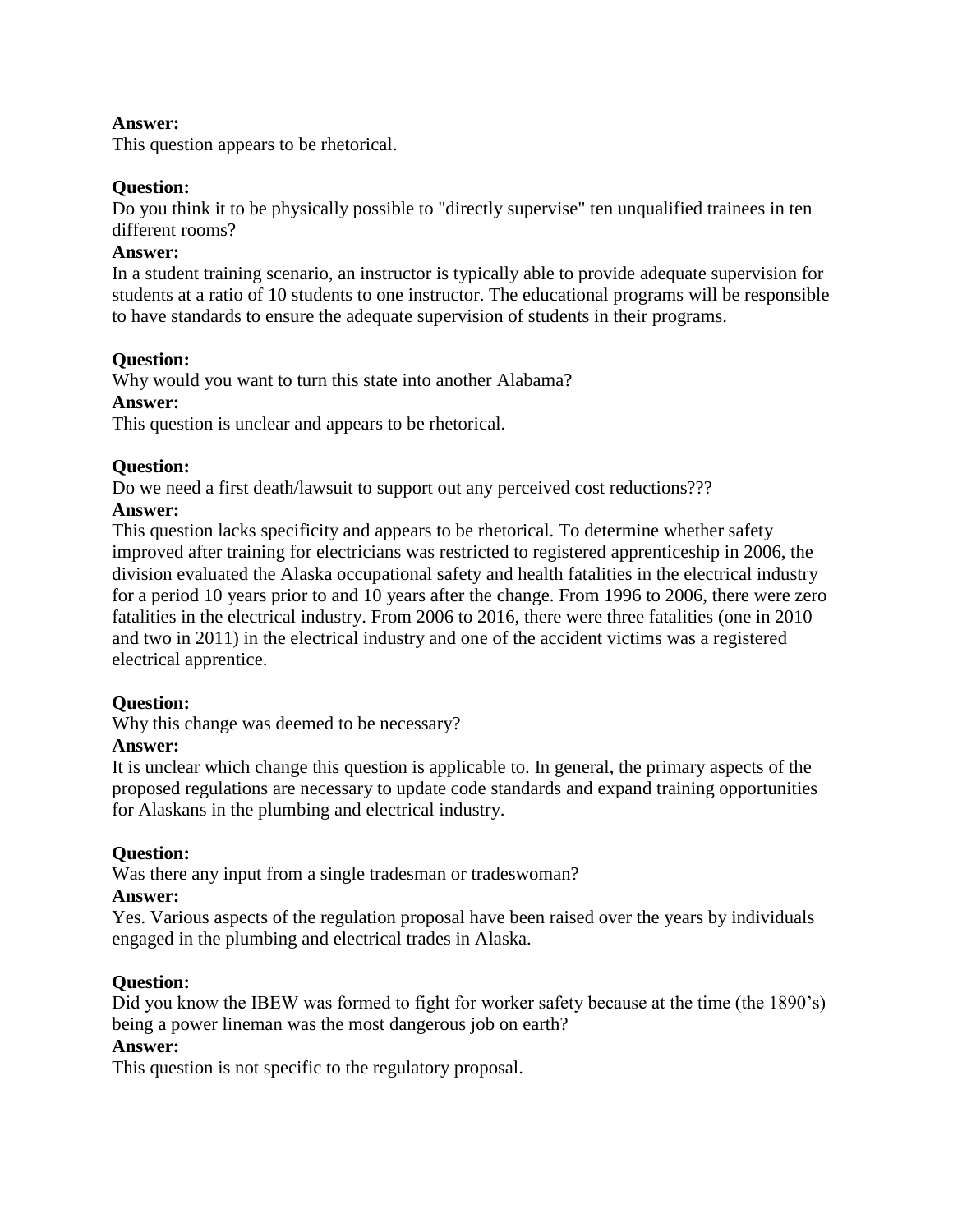**Answer:**
This question appears to be rhetorical.

**Question:**
Do you think it to be physically possible to "directly supervise" ten unqualified trainees in ten different rooms?

**Answer:**
In a student training scenario, an instructor is typically able to provide adequate supervision for students at a ratio of 10 students to one instructor. The educational programs will be responsible to have standards to ensure the adequate supervision of students in their programs.

**Question:**
Why would you want to turn this state into another Alabama?

**Answer:**
This question is unclear and appears to be rhetorical.

**Question:**
Do we need a first death/lawsuit to support out any perceived cost reductions???

**Answer:**
This question lacks specificity and appears to be rhetorical. To determine whether safety improved after training for electricians was restricted to registered apprenticeship in 2006, the division evaluated the Alaska occupational safety and health fatalities in the electrical industry for a period 10 years prior to and 10 years after the change. From 1996 to 2006, there were zero fatalities in the electrical industry. From 2006 to 2016, there were three fatalities (one in 2010 and two in 2011) in the electrical industry and one of the accident victims was a registered electrical apprentice.

**Question:**
Why this change was deemed to be necessary?

**Answer:**
It is unclear which change this question is applicable to. In general, the primary aspects of the proposed regulations are necessary to update code standards and expand training opportunities for Alaskans in the plumbing and electrical industry.

**Question:**
Was there any input from a single tradesman or tradeswoman?

**Answer:**
Yes. Various aspects of the regulation proposal have been raised over the years by individuals engaged in the plumbing and electrical trades in Alaska.

**Question:**
Did you know the IBEW was formed to fight for worker safety because at the time (the 1890's) being a power lineman was the most dangerous job on earth?

**Answer:**
This question is not specific to the regulatory proposal.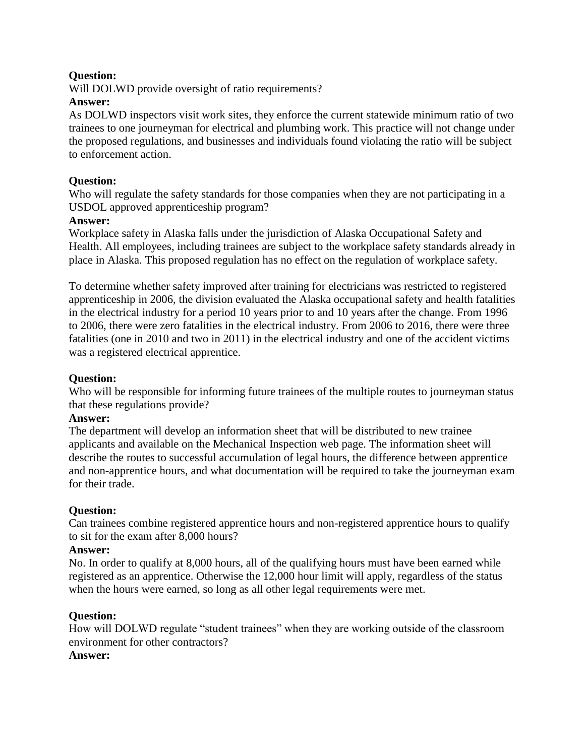**Question:**
Will DOLWD provide oversight of ratio requirements?
**Answer:**
As DOLWD inspectors visit work sites, they enforce the current statewide minimum ratio of two trainees to one journeyman for electrical and plumbing work. This practice will not change under the proposed regulations, and businesses and individuals found violating the ratio will be subject to enforcement action.

**Question:**
Who will regulate the safety standards for those companies when they are not participating in a USDOL approved apprenticeship program?
**Answer:**
Workplace safety in Alaska falls under the jurisdiction of Alaska Occupational Safety and Health. All employees, including trainees are subject to the workplace safety standards already in place in Alaska. This proposed regulation has no effect on the regulation of workplace safety.

To determine whether safety improved after training for electricians was restricted to registered apprenticeship in 2006, the division evaluated the Alaska occupational safety and health fatalities in the electrical industry for a period 10 years prior to and 10 years after the change. From 1996 to 2006, there were zero fatalities in the electrical industry. From 2006 to 2016, there were three fatalities (one in 2010 and two in 2011) in the electrical industry and one of the accident victims was a registered electrical apprentice.

**Question:**
Who will be responsible for informing future trainees of the multiple routes to journeyman status that these regulations provide?
**Answer:**
The department will develop an information sheet that will be distributed to new trainee applicants and available on the Mechanical Inspection web page. The information sheet will describe the routes to successful accumulation of legal hours, the difference between apprentice and non-apprentice hours, and what documentation will be required to take the journeyman exam for their trade.

**Question:**
Can trainees combine registered apprentice hours and non-registered apprentice hours to qualify to sit for the exam after 8,000 hours?
**Answer:**
No. In order to qualify at 8,000 hours, all of the qualifying hours must have been earned while registered as an apprentice. Otherwise the 12,000 hour limit will apply, regardless of the status when the hours were earned, so long as all other legal requirements were met.

**Question:**
How will DOLWD regulate "student trainees" when they are working outside of the classroom environment for other contractors?
**Answer:**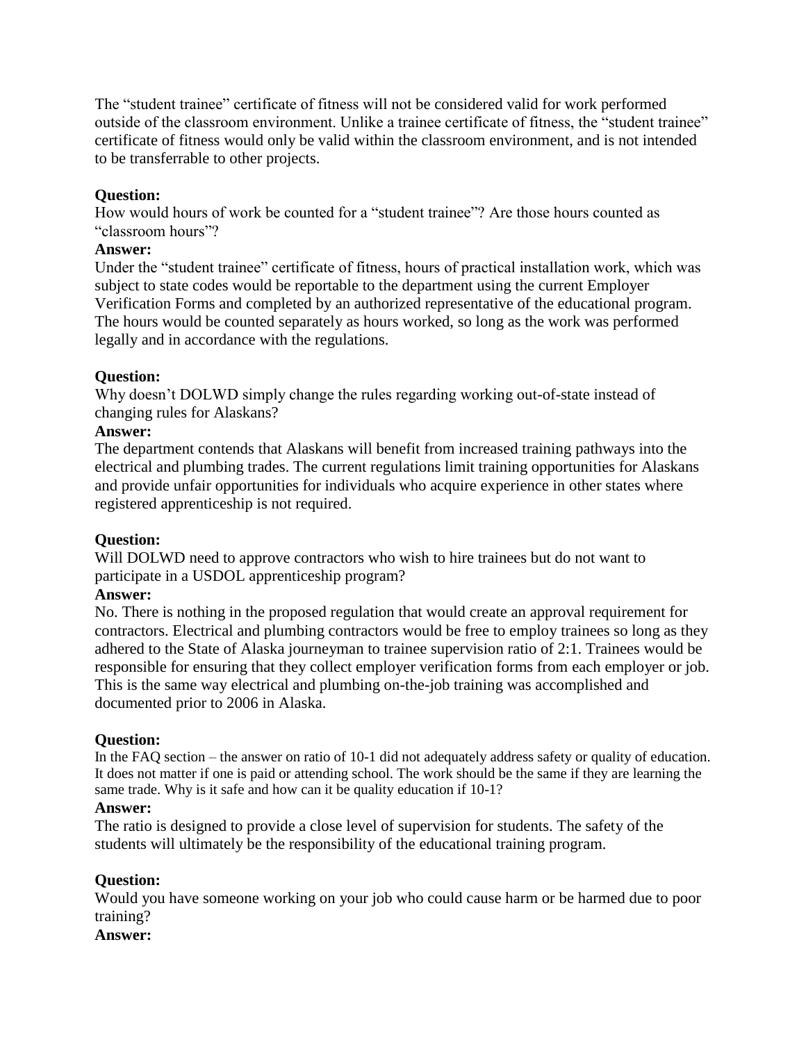The "student trainee" certificate of fitness will not be considered valid for work performed outside of the classroom environment. Unlike a trainee certificate of fitness, the "student trainee" certificate of fitness would only be valid within the classroom environment, and is not intended to be transferrable to other projects.

**Question:**
How would hours of work be counted for a "student trainee"? Are those hours counted as "classroom hours"?

**Answer:**
Under the "student trainee" certificate of fitness, hours of practical installation work, which was subject to state codes would be reportable to the department using the current Employer Verification Forms and completed by an authorized representative of the educational program. The hours would be counted separately as hours worked, so long as the work was performed legally and in accordance with the regulations.

**Question:**
Why doesn't DOLWD simply change the rules regarding working out-of-state instead of changing rules for Alaskans?

**Answer:**
The department contends that Alaskans will benefit from increased training pathways into the electrical and plumbing trades. The current regulations limit training opportunities for Alaskans and provide unfair opportunities for individuals who acquire experience in other states where registered apprenticeship is not required.

**Question:**
Will DOLWD need to approve contractors who wish to hire trainees but do not want to participate in a USDOL apprenticeship program?

**Answer:**
No. There is nothing in the proposed regulation that would create an approval requirement for contractors. Electrical and plumbing contractors would be free to employ trainees so long as they adhered to the State of Alaska journeyman to trainee supervision ratio of 2:1. Trainees would be responsible for ensuring that they collect employer verification forms from each employer or job. This is the same way electrical and plumbing on-the-job training was accomplished and documented prior to 2006 in Alaska.

**Question:**
In the FAQ section – the answer on ratio of 10-1 did not adequately address safety or quality of education. It does not matter if one is paid or attending school. The work should be the same if they are learning the same trade. Why is it safe and how can it be quality education if 10-1?

**Answer:**
The ratio is designed to provide a close level of supervision for students. The safety of the students will ultimately be the responsibility of the educational training program.

**Question:**
Would you have someone working on your job who could cause harm or be harmed due to poor training?

**Answer:**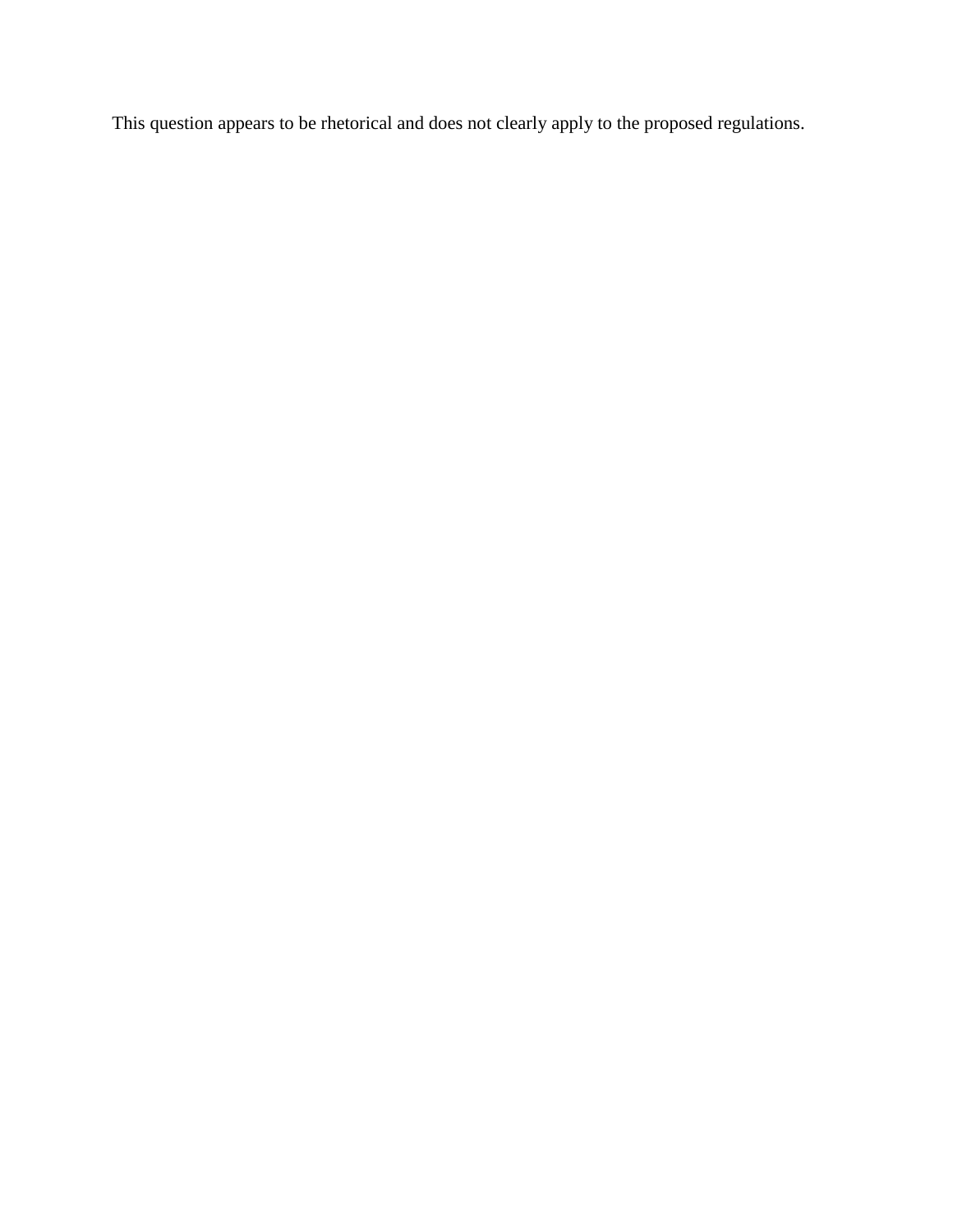This question appears to be rhetorical and does not clearly apply to the proposed regulations.